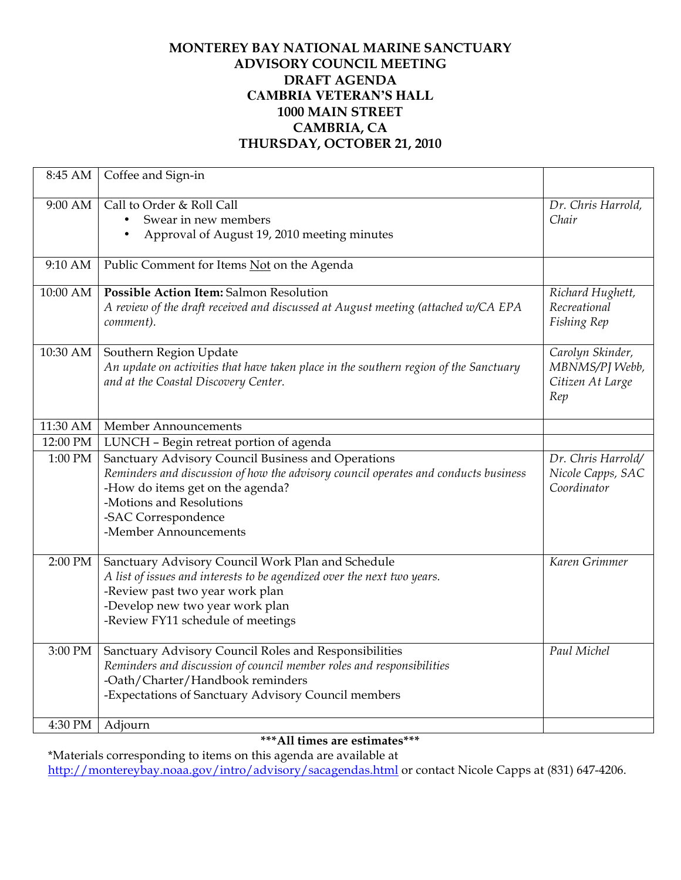# MONTEREY BAY NATIONAL MARINE SANCTUARY
# ADVISORY COUNCIL MEETING
# DRAFT AGENDA
# CAMBRIA VETERAN'S HALL
# 1000 MAIN STREET
# CAMBRIA, CA
# THURSDAY, OCTOBER 21, 2010

| Time | Item | Presenter |
|---|---|---|
| 8:45 AM | Coffee and Sign-in | |
| 9:00 AM | Call to Order & Roll Call<br>• Swear in new members<br>• Approval of August 19, 2010 meeting minutes | *Dr. Chris Harrold, Chair* |
| 9:10 AM | Public Comment for Items Not on the Agenda | |
| 10:00 AM | **Possible Action Item:** Salmon Resolution<br>*A review of the draft received and discussed at August meeting (attached w/CA EPA comment).* | *Richard Hughett, Recreational Fishing Rep* |
| 10:30 AM | Southern Region Update<br>*An update on activities that have taken place in the southern region of the Sanctuary and at the Coastal Discovery Center.* | *Carolyn Skinder, MBNMS/PJ Webb, Citizen At Large Rep* |
| 11:30 AM | Member Announcements | |
| 12:00 PM | LUNCH – Begin retreat portion of agenda | |
| 1:00 PM | Sanctuary Advisory Council Business and Operations<br>*Reminders and discussion of how the advisory council operates and conducts business*<br>-How do items get on the agenda?<br>-Motions and Resolutions<br>-SAC Correspondence<br>-Member Announcements | *Dr. Chris Harrold/ Nicole Capps, SAC Coordinator* |
| 2:00 PM | Sanctuary Advisory Council Work Plan and Schedule<br>*A list of issues and interests to be agendized over the next two years.*<br>-Review past two year work plan<br>-Develop new two year work plan<br>-Review FY11 schedule of meetings | *Karen Grimmer* |
| 3:00 PM | Sanctuary Advisory Council Roles and Responsibilities<br>*Reminders and discussion of council member roles and responsibilities*<br>-Oath/Charter/Handbook reminders<br>-Expectations of Sanctuary Advisory Council members | *Paul Michel* |
| 4:30 PM | Adjourn | |

**\*\*\*All times are estimates\*\*\***

*Materials corresponding to items on this agenda are available at http://montereybay.noaa.gov/intro/advisory/sacagendas.html or contact Nicole Capps at (831) 647-4206.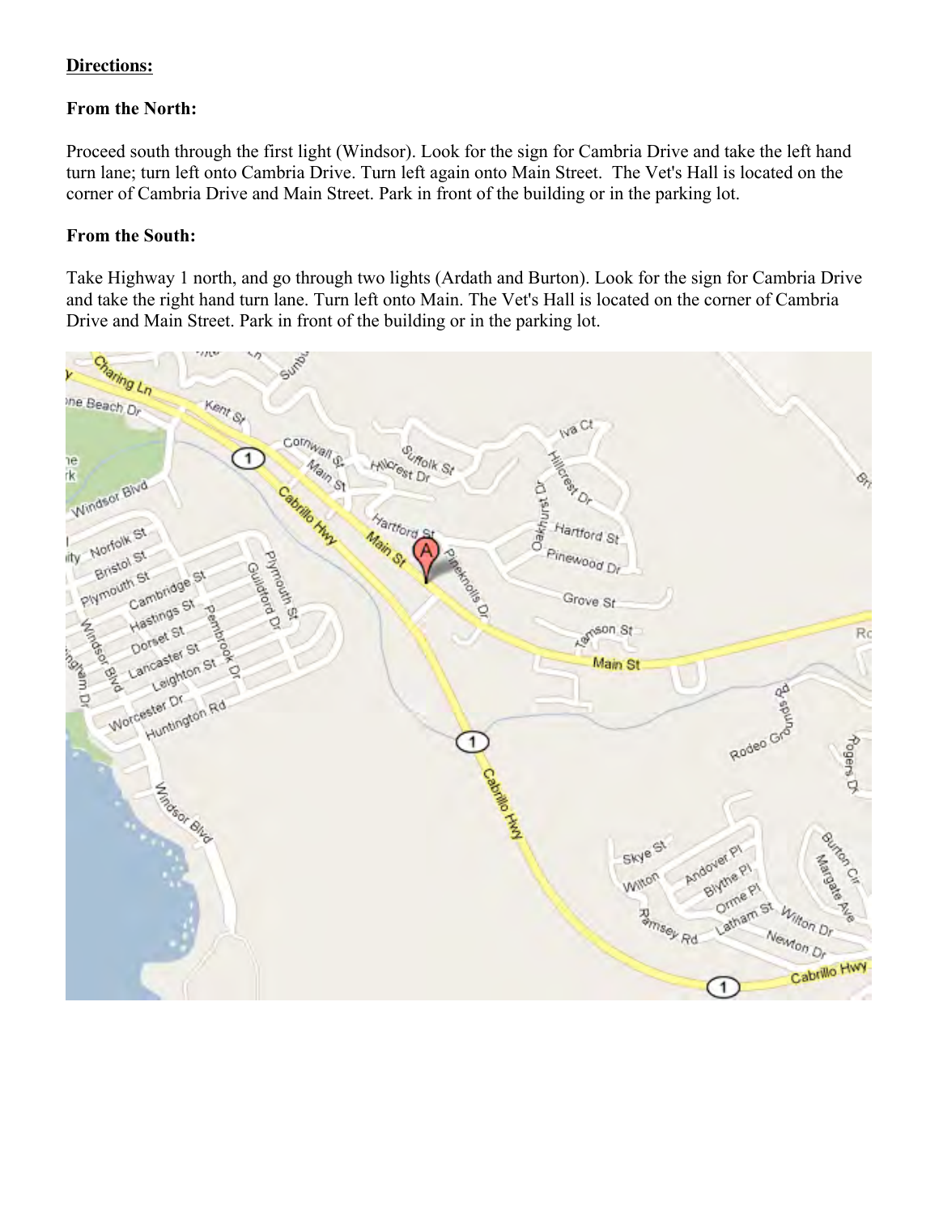**Directions:**

**From the North:**

Proceed south through the first light (Windsor). Look for the sign for Cambria Drive and take the left hand turn lane; turn left onto Cambria Drive. Turn left again onto Main Street. The Vet's Hall is located on the corner of Cambria Drive and Main Street. Park in front of the building or in the parking lot.

**From the South:**

Take Highway 1 north, and go through two lights (Ardath and Burton). Look for the sign for Cambria Drive and take the right hand turn lane. Turn left onto Main. The Vet's Hall is located on the corner of Cambria Drive and Main Street. Park in front of the building or in the parking lot.